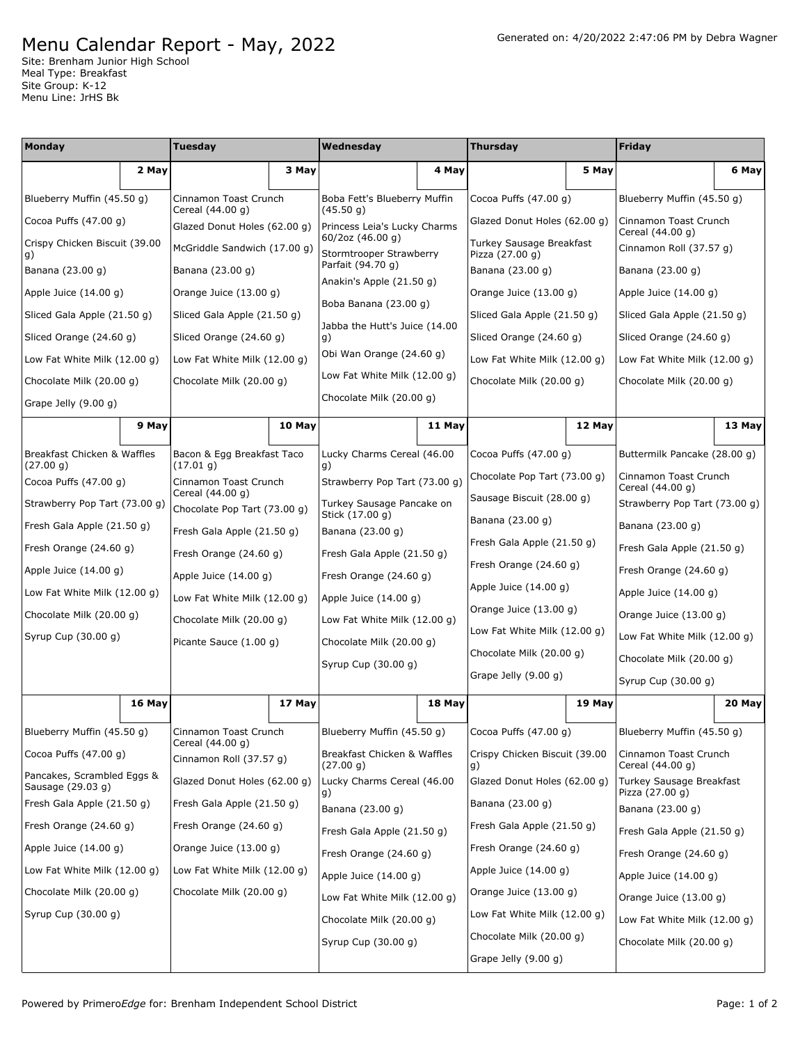# Menu Calendar Report - May, 2022

Generated on: 4/20/2022 2:47:06 PM by Debra Wagner

Site: Brenham Junior High School
Meal Type: Breakfast
Site Group: K-12
Menu Line: JrHS Bk

| Monday | Tuesday | Wednesday | Thursday | Friday |
|---|---|---|---|---|
| **2 May** | **3 May** | **4 May** | **5 May** | **6 May** |
| Blueberry Muffin (45.50 g)<br>Cocoa Puffs (47.00 g)<br>Crispy Chicken Biscuit (39.00 g)<br>Banana (23.00 g)<br>Apple Juice (14.00 g)<br>Sliced Gala Apple (21.50 g)<br>Sliced Orange (24.60 g)<br>Low Fat White Milk (12.00 g)<br>Chocolate Milk (20.00 g)<br>Grape Jelly (9.00 g) | Cinnamon Toast Crunch Cereal (44.00 g)<br>Glazed Donut Holes (62.00 g)<br>McGriddle Sandwich (17.00 g)<br>Banana (23.00 g)<br>Orange Juice (13.00 g)<br>Sliced Gala Apple (21.50 g)<br>Sliced Orange (24.60 g)<br>Low Fat White Milk (12.00 g)<br>Chocolate Milk (20.00 g) | Boba Fett's Blueberry Muffin (45.50 g)<br>Princess Leia's Lucky Charms 60/2oz (46.00 g)<br>Stormtrooper Strawberry Parfait (94.70 g)<br>Anakin's Apple (21.50 g)<br>Boba Banana (23.00 g)<br>Jabba the Hutt's Juice (14.00 g)<br>Obi Wan Orange (24.60 g)<br>Low Fat White Milk (12.00 g)<br>Chocolate Milk (20.00 g) | Cocoa Puffs (47.00 g)<br>Glazed Donut Holes (62.00 g)<br>Turkey Sausage Breakfast Pizza (27.00 g)<br>Banana (23.00 g)<br>Orange Juice (13.00 g)<br>Sliced Gala Apple (21.50 g)<br>Sliced Orange (24.60 g)<br>Low Fat White Milk (12.00 g)<br>Chocolate Milk (20.00 g) | Blueberry Muffin (45.50 g)<br>Cinnamon Toast Crunch Cereal (44.00 g)<br>Cinnamon Roll (37.57 g)<br>Banana (23.00 g)<br>Apple Juice (14.00 g)<br>Sliced Gala Apple (21.50 g)<br>Sliced Orange (24.60 g)<br>Low Fat White Milk (12.00 g)<br>Chocolate Milk (20.00 g) |
| **9 May** | **10 May** | **11 May** | **12 May** | **13 May** |
| Breakfast Chicken & Waffles (27.00 g)<br>Cocoa Puffs (47.00 g)<br>Strawberry Pop Tart (73.00 g)<br>Fresh Gala Apple (21.50 g)<br>Fresh Orange (24.60 g)<br>Apple Juice (14.00 g)<br>Low Fat White Milk (12.00 g)<br>Chocolate Milk (20.00 g)<br>Syrup Cup (30.00 g) | Bacon & Egg Breakfast Taco (17.01 g)<br>Cinnamon Toast Crunch Cereal (44.00 g)<br>Chocolate Pop Tart (73.00 g)<br>Fresh Gala Apple (21.50 g)<br>Fresh Orange (24.60 g)<br>Apple Juice (14.00 g)<br>Low Fat White Milk (12.00 g)<br>Chocolate Milk (20.00 g)<br>Picante Sauce (1.00 g) | Lucky Charms Cereal (46.00 g)<br>Strawberry Pop Tart (73.00 g)<br>Turkey Sausage Pancake on Stick (17.00 g)<br>Banana (23.00 g)<br>Fresh Gala Apple (21.50 g)<br>Fresh Orange (24.60 g)<br>Apple Juice (14.00 g)<br>Low Fat White Milk (12.00 g)<br>Chocolate Milk (20.00 g)<br>Syrup Cup (30.00 g) | Cocoa Puffs (47.00 g)<br>Chocolate Pop Tart (73.00 g)<br>Sausage Biscuit (28.00 g)<br>Banana (23.00 g)<br>Fresh Gala Apple (21.50 g)<br>Fresh Orange (24.60 g)<br>Apple Juice (14.00 g)<br>Orange Juice (13.00 g)<br>Low Fat White Milk (12.00 g)<br>Chocolate Milk (20.00 g)<br>Grape Jelly (9.00 g) | Buttermilk Pancake (28.00 g)<br>Cinnamon Toast Crunch Cereal (44.00 g)<br>Strawberry Pop Tart (73.00 g)<br>Banana (23.00 g)<br>Fresh Gala Apple (21.50 g)<br>Fresh Orange (24.60 g)<br>Apple Juice (14.00 g)<br>Orange Juice (13.00 g)<br>Low Fat White Milk (12.00 g)<br>Chocolate Milk (20.00 g)<br>Syrup Cup (30.00 g) |
| **16 May** | **17 May** | **18 May** | **19 May** | **20 May** |
| Blueberry Muffin (45.50 g)<br>Cocoa Puffs (47.00 g)<br>Pancakes, Scrambled Eggs & Sausage (29.03 g)<br>Fresh Gala Apple (21.50 g)<br>Fresh Orange (24.60 g)<br>Apple Juice (14.00 g)<br>Low Fat White Milk (12.00 g)<br>Chocolate Milk (20.00 g)<br>Syrup Cup (30.00 g) | Cinnamon Toast Crunch Cereal (44.00 g)<br>Cinnamon Roll (37.57 g)<br>Glazed Donut Holes (62.00 g)<br>Fresh Gala Apple (21.50 g)<br>Fresh Orange (24.60 g)<br>Orange Juice (13.00 g)<br>Low Fat White Milk (12.00 g)<br>Chocolate Milk (20.00 g) | Blueberry Muffin (45.50 g)<br>Breakfast Chicken & Waffles (27.00 g)<br>Lucky Charms Cereal (46.00 g)<br>Banana (23.00 g)<br>Fresh Gala Apple (21.50 g)<br>Fresh Orange (24.60 g)<br>Apple Juice (14.00 g)<br>Low Fat White Milk (12.00 g)<br>Chocolate Milk (20.00 g)<br>Syrup Cup (30.00 g) | Cocoa Puffs (47.00 g)<br>Crispy Chicken Biscuit (39.00 g)<br>Glazed Donut Holes (62.00 g)<br>Banana (23.00 g)<br>Fresh Gala Apple (21.50 g)<br>Fresh Orange (24.60 g)<br>Apple Juice (14.00 g)<br>Orange Juice (13.00 g)<br>Low Fat White Milk (12.00 g)<br>Chocolate Milk (20.00 g)<br>Grape Jelly (9.00 g) | Blueberry Muffin (45.50 g)<br>Cinnamon Toast Crunch Cereal (44.00 g)<br>Turkey Sausage Breakfast Pizza (27.00 g)<br>Banana (23.00 g)<br>Fresh Gala Apple (21.50 g)<br>Fresh Orange (24.60 g)<br>Apple Juice (14.00 g)<br>Orange Juice (13.00 g)<br>Low Fat White Milk (12.00 g)<br>Chocolate Milk (20.00 g) |

Powered by PrimeroEdge for: Brenham Independent School District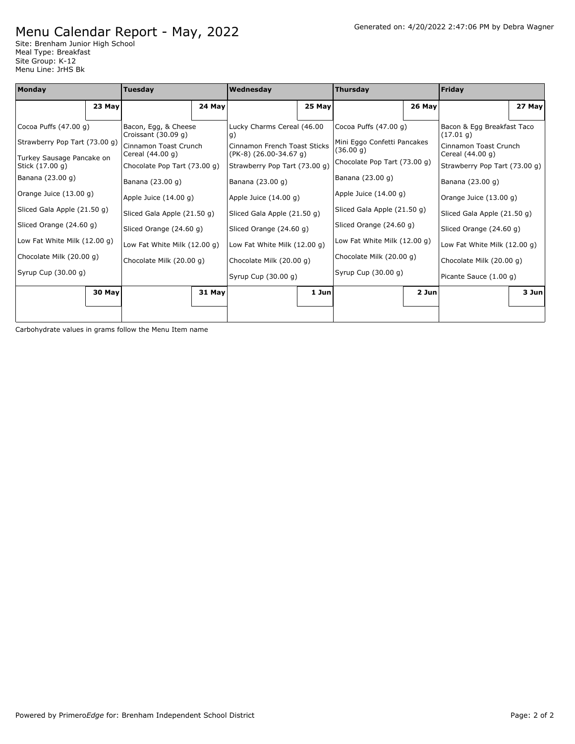# Menu Calendar Report - May, 2022

Generated on: 4/20/2022 2:47:06 PM by Debra Wagner

Site: Brenham Junior High School
Meal Type: Breakfast
Site Group: K-12
Menu Line: JrHS Bk

| Monday | Tuesday | Wednesday | Thursday | Friday |
|---|---|---|---|---|
| **23 May** | **24 May** | **25 May** | **26 May** | **27 May** |
| Cocoa Puffs (47.00 g)<br>Strawberry Pop Tart (73.00 g)<br>Turkey Sausage Pancake on Stick (17.00 g)<br>Banana (23.00 g)<br>Orange Juice (13.00 g)<br>Sliced Gala Apple (21.50 g)<br>Sliced Orange (24.60 g)<br>Low Fat White Milk (12.00 g)<br>Chocolate Milk (20.00 g)<br>Syrup Cup (30.00 g) | Bacon, Egg, & Cheese Croissant (30.09 g)<br>Cinnamon Toast Crunch Cereal (44.00 g)<br>Chocolate Pop Tart (73.00 g)<br>Banana (23.00 g)<br>Apple Juice (14.00 g)<br>Sliced Gala Apple (21.50 g)<br>Sliced Orange (24.60 g)<br>Low Fat White Milk (12.00 g)<br>Chocolate Milk (20.00 g) | Lucky Charms Cereal (46.00 g)<br>Cinnamon French Toast Sticks (PK-8) (26.00-34.67 g)<br>Strawberry Pop Tart (73.00 g)<br>Banana (23.00 g)<br>Apple Juice (14.00 g)<br>Sliced Gala Apple (21.50 g)<br>Sliced Orange (24.60 g)<br>Low Fat White Milk (12.00 g)<br>Chocolate Milk (20.00 g)<br>Syrup Cup (30.00 g) | Cocoa Puffs (47.00 g)<br>Mini Eggo Confetti Pancakes (36.00 g)<br>Chocolate Pop Tart (73.00 g)<br>Banana (23.00 g)<br>Apple Juice (14.00 g)<br>Sliced Gala Apple (21.50 g)<br>Sliced Orange (24.60 g)<br>Low Fat White Milk (12.00 g)<br>Chocolate Milk (20.00 g)<br>Syrup Cup (30.00 g) | Bacon & Egg Breakfast Taco (17.01 g)<br>Cinnamon Toast Crunch Cereal (44.00 g)<br>Strawberry Pop Tart (73.00 g)<br>Banana (23.00 g)<br>Orange Juice (13.00 g)<br>Sliced Gala Apple (21.50 g)<br>Sliced Orange (24.60 g)<br>Low Fat White Milk (12.00 g)<br>Chocolate Milk (20.00 g)<br>Picante Sauce (1.00 g) |
| **30 May** | **31 May** | **1 Jun** | **2 Jun** | **3 Jun** |
| | | | | |

Carbohydrate values in grams follow the Menu Item name

Powered by *PrimeroEdge* for: Brenham Independent School District